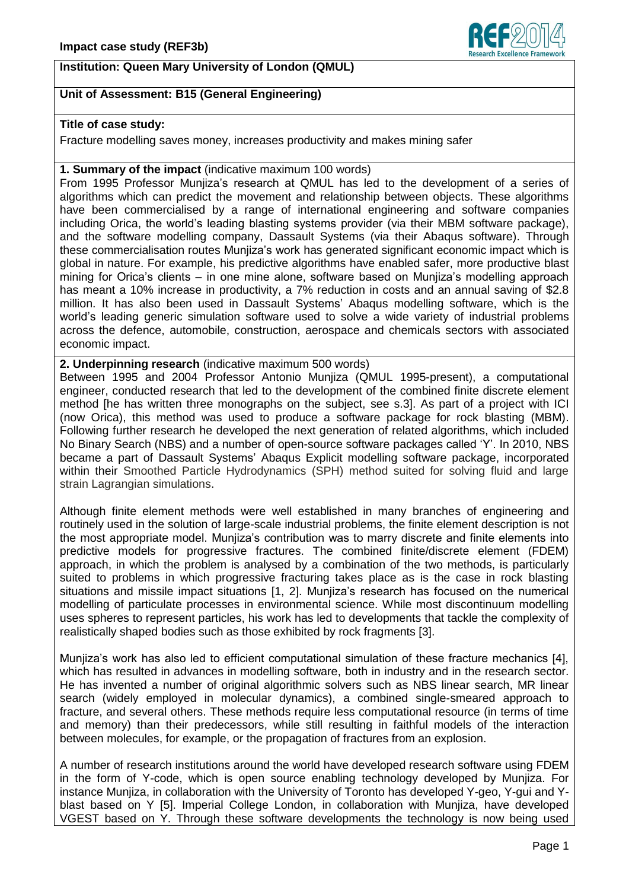**Institution: Queen Mary University of London (QMUL)**

**Unit of Assessment: B15 (General Engineering)**

**Title of case study:**

Fracture modelling saves money, increases productivity and makes mining safer

**1. Summary of the impact** (indicative maximum 100 words)

From 1995 Professor Munjiza's research at QMUL has led to the development of a series of algorithms which can predict the movement and relationship between objects. These algorithms have been commercialised by a range of international engineering and software companies including Orica, the world's leading blasting systems provider (via their MBM software package), and the software modelling company, Dassault Systems (via their Abaqus software). Through these commercialisation routes Munjiza's work has generated significant economic impact which is global in nature. For example, his predictive algorithms have enabled safer, more productive blast mining for Orica's clients – in one mine alone, software based on Munjiza's modelling approach has meant a 10% increase in productivity, a 7% reduction in costs and an annual saving of $2.8 million. It has also been used in Dassault Systems' Abaqus modelling software, which is the world's leading generic simulation software used to solve a wide variety of industrial problems across the defence, automobile, construction, aerospace and chemicals sectors with associated economic impact.

**2. Underpinning research** (indicative maximum 500 words)

Between 1995 and 2004 Professor Antonio Munjiza (QMUL 1995-present), a computational engineer, conducted research that led to the development of the combined finite discrete element method [he has written three monographs on the subject, see s.3]. As part of a project with ICI (now Orica), this method was used to produce a software package for rock blasting (MBM). Following further research he developed the next generation of related algorithms, which included No Binary Search (NBS) and a number of open-source software packages called 'Y'. In 2010, NBS became a part of Dassault Systems' Abaqus Explicit modelling software package, incorporated within their Smoothed Particle Hydrodynamics (SPH) method suited for solving fluid and large strain Lagrangian simulations.

Although finite element methods were well established in many branches of engineering and routinely used in the solution of large-scale industrial problems, the finite element description is not the most appropriate model. Munjiza's contribution was to marry discrete and finite elements into predictive models for progressive fractures. The combined finite/discrete element (FDEM) approach, in which the problem is analysed by a combination of the two methods, is particularly suited to problems in which progressive fracturing takes place as is the case in rock blasting situations and missile impact situations [1, 2]. Munjiza's research has focused on the numerical modelling of particulate processes in environmental science. While most discontinuum modelling uses spheres to represent particles, his work has led to developments that tackle the complexity of realistically shaped bodies such as those exhibited by rock fragments [3].

Munjiza's work has also led to efficient computational simulation of these fracture mechanics [4], which has resulted in advances in modelling software, both in industry and in the research sector. He has invented a number of original algorithmic solvers such as NBS linear search, MR linear search (widely employed in molecular dynamics), a combined single-smeared approach to fracture, and several others. These methods require less computational resource (in terms of time and memory) than their predecessors, while still resulting in faithful models of the interaction between molecules, for example, or the propagation of fractures from an explosion.

A number of research institutions around the world have developed research software using FDEM in the form of Y-code, which is open source enabling technology developed by Munjiza. For instance Munjiza, in collaboration with the University of Toronto has developed Y-geo, Y-gui and Y-blast based on Y [5]. Imperial College London, in collaboration with Munjiza, have developed VGEST based on Y. Through these software developments the technology is now being used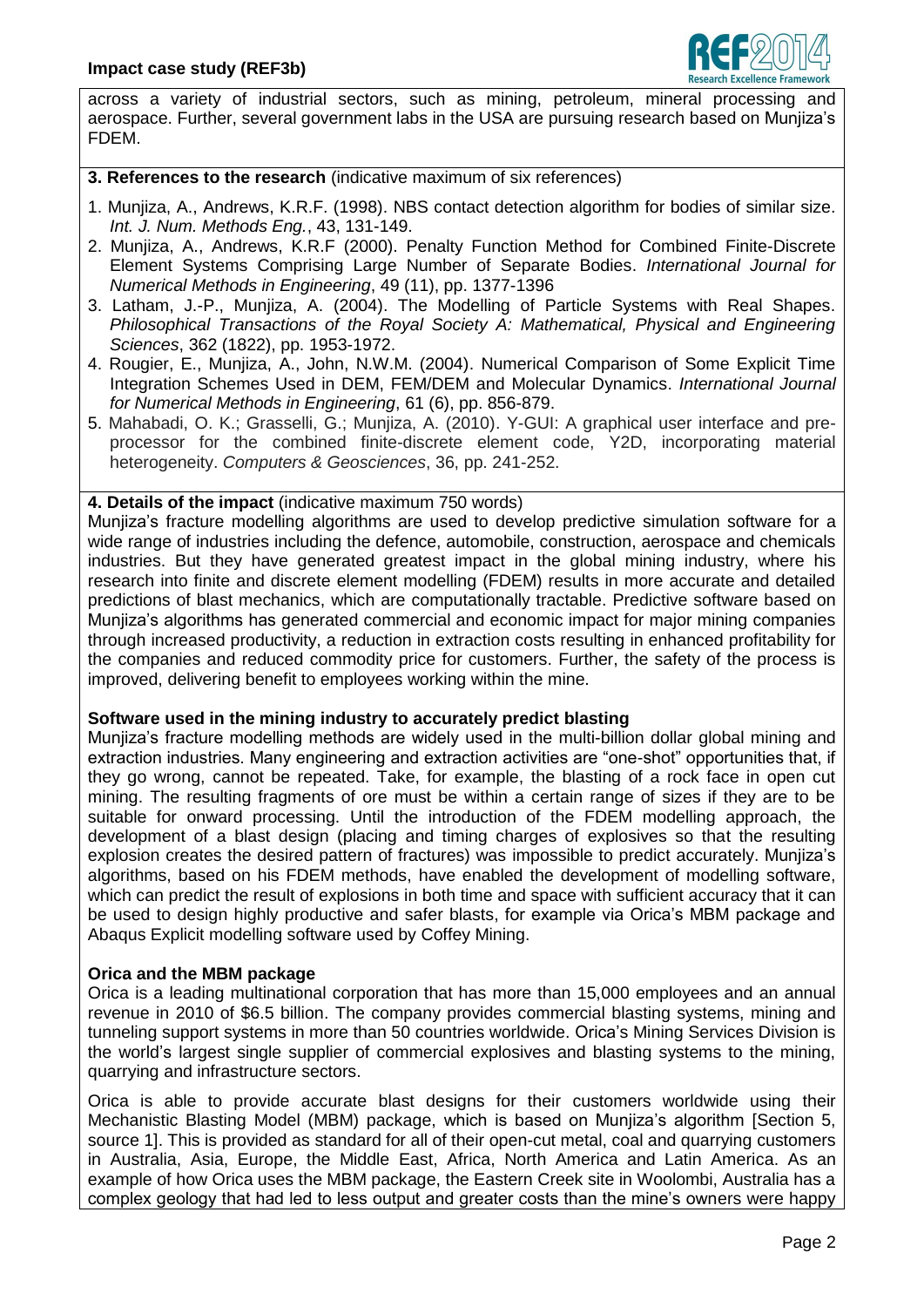across a variety of industrial sectors, such as mining, petroleum, mineral processing and aerospace. Further, several government labs in the USA are pursuing research based on Munjiza's FDEM.

**3. References to the research** (indicative maximum of six references)

1. Munjiza, A., Andrews, K.R.F. (1998). NBS contact detection algorithm for bodies of similar size. *Int. J. Num. Methods Eng.*, 43, 131-149.
2. Munjiza, A., Andrews, K.R.F (2000). Penalty Function Method for Combined Finite-Discrete Element Systems Comprising Large Number of Separate Bodies. *International Journal for Numerical Methods in Engineering*, 49 (11), pp. 1377-1396
3. Latham, J.-P., Munjiza, A. (2004). The Modelling of Particle Systems with Real Shapes. *Philosophical Transactions of the Royal Society A: Mathematical, Physical and Engineering Sciences*, 362 (1822), pp. 1953-1972.
4. Rougier, E., Munjiza, A., John, N.W.M. (2004). Numerical Comparison of Some Explicit Time Integration Schemes Used in DEM, FEM/DEM and Molecular Dynamics. *International Journal for Numerical Methods in Engineering*, 61 (6), pp. 856-879.
5. Mahabadi, O. K.; Grasselli, G.; Munjiza, A. (2010). Y-GUI: A graphical user interface and pre-processor for the combined finite-discrete element code, Y2D, incorporating material heterogeneity. *Computers & Geosciences*, 36, pp. 241-252.

**4. Details of the impact** (indicative maximum 750 words)

Munjiza's fracture modelling algorithms are used to develop predictive simulation software for a wide range of industries including the defence, automobile, construction, aerospace and chemicals industries. But they have generated greatest impact in the global mining industry, where his research into finite and discrete element modelling (FDEM) results in more accurate and detailed predictions of blast mechanics, which are computationally tractable. Predictive software based on Munjiza's algorithms has generated commercial and economic impact for major mining companies through increased productivity, a reduction in extraction costs resulting in enhanced profitability for the companies and reduced commodity price for customers. Further, the safety of the process is improved, delivering benefit to employees working within the mine.

**Software used in the mining industry to accurately predict blasting**

Munjiza's fracture modelling methods are widely used in the multi-billion dollar global mining and extraction industries. Many engineering and extraction activities are "one-shot" opportunities that, if they go wrong, cannot be repeated. Take, for example, the blasting of a rock face in open cut mining. The resulting fragments of ore must be within a certain range of sizes if they are to be suitable for onward processing. Until the introduction of the FDEM modelling approach, the development of a blast design (placing and timing charges of explosives so that the resulting explosion creates the desired pattern of fractures) was impossible to predict accurately. Munjiza's algorithms, based on his FDEM methods, have enabled the development of modelling software, which can predict the result of explosions in both time and space with sufficient accuracy that it can be used to design highly productive and safer blasts, for example via Orica's MBM package and Abaqus Explicit modelling software used by Coffey Mining.

**Orica and the MBM package**

Orica is a leading multinational corporation that has more than 15,000 employees and an annual revenue in 2010 of $6.5 billion. The company provides commercial blasting systems, mining and tunneling support systems in more than 50 countries worldwide. Orica's Mining Services Division is the world's largest single supplier of commercial explosives and blasting systems to the mining, quarrying and infrastructure sectors.

Orica is able to provide accurate blast designs for their customers worldwide using their Mechanistic Blasting Model (MBM) package, which is based on Munjiza's algorithm [Section 5, source 1]. This is provided as standard for all of their open-cut metal, coal and quarrying customers in Australia, Asia, Europe, the Middle East, Africa, North America and Latin America. As an example of how Orica uses the MBM package, the Eastern Creek site in Woolombi, Australia has a complex geology that had led to less output and greater costs than the mine's owners were happy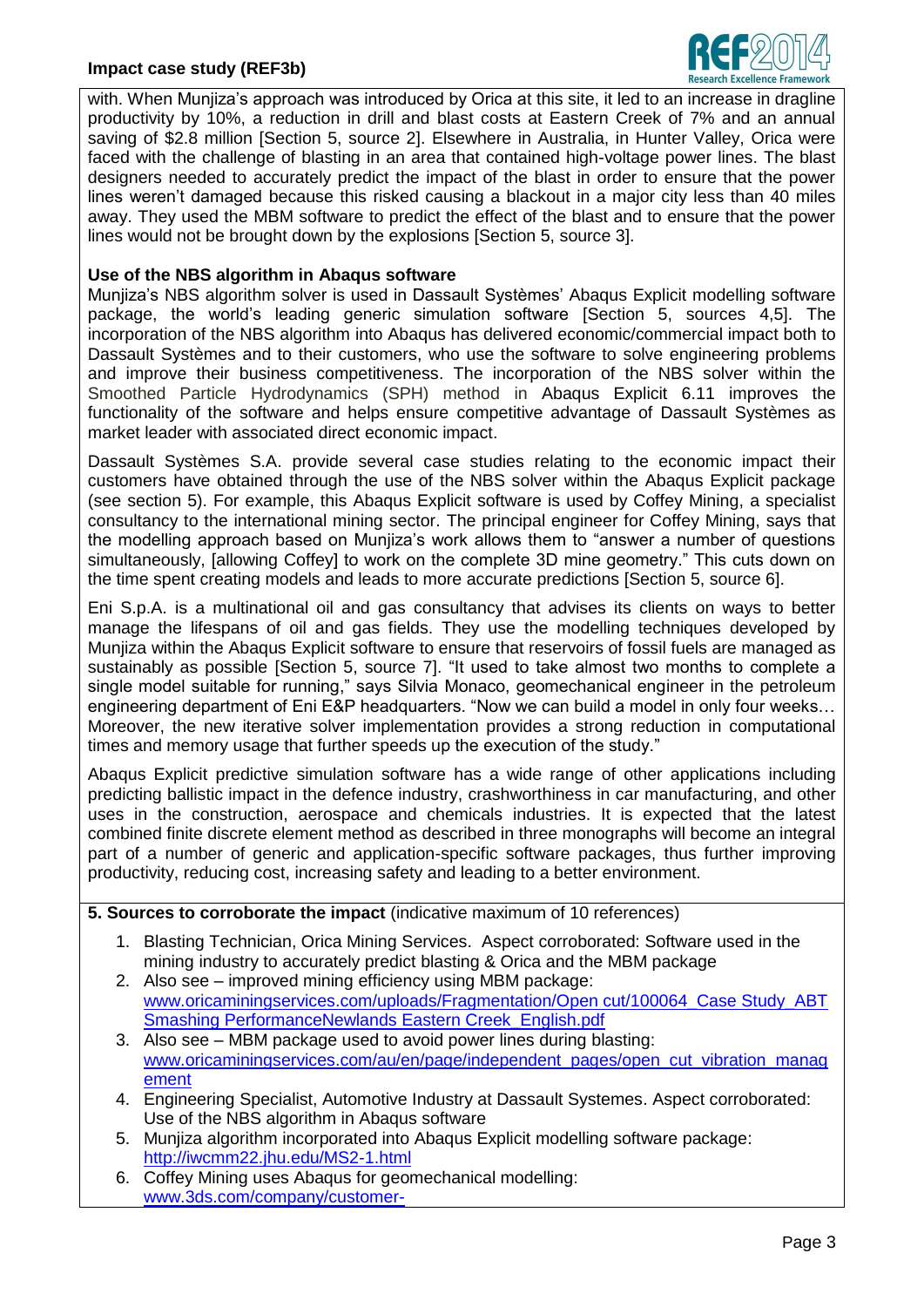with. When Munjiza's approach was introduced by Orica at this site, it led to an increase in dragline productivity by 10%, a reduction in drill and blast costs at Eastern Creek of 7% and an annual saving of $2.8 million [Section 5, source 2]. Elsewhere in Australia, in Hunter Valley, Orica were faced with the challenge of blasting in an area that contained high-voltage power lines. The blast designers needed to accurately predict the impact of the blast in order to ensure that the power lines weren't damaged because this risked causing a blackout in a major city less than 40 miles away. They used the MBM software to predict the effect of the blast and to ensure that the power lines would not be brought down by the explosions [Section 5, source 3].

**Use of the NBS algorithm in Abaqus software**

Munjiza's NBS algorithm solver is used in Dassault Systèmes' Abaqus Explicit modelling software package, the world's leading generic simulation software [Section 5, sources 4,5]. The incorporation of the NBS algorithm into Abaqus has delivered economic/commercial impact both to Dassault Systèmes and to their customers, who use the software to solve engineering problems and improve their business competitiveness. The incorporation of the NBS solver within the Smoothed Particle Hydrodynamics (SPH) method in Abaqus Explicit 6.11 improves the functionality of the software and helps ensure competitive advantage of Dassault Systèmes as market leader with associated direct economic impact.

Dassault Systèmes S.A. provide several case studies relating to the economic impact their customers have obtained through the use of the NBS solver within the Abaqus Explicit package (see section 5). For example, this Abaqus Explicit software is used by Coffey Mining, a specialist consultancy to the international mining sector. The principal engineer for Coffey Mining, says that the modelling approach based on Munjiza's work allows them to "answer a number of questions simultaneously, [allowing Coffey] to work on the complete 3D mine geometry." This cuts down on the time spent creating models and leads to more accurate predictions [Section 5, source 6].

Eni S.p.A. is a multinational oil and gas consultancy that advises its clients on ways to better manage the lifespans of oil and gas fields. They use the modelling techniques developed by Munjiza within the Abaqus Explicit software to ensure that reservoirs of fossil fuels are managed as sustainably as possible [Section 5, source 7]. "It used to take almost two months to complete a single model suitable for running," says Silvia Monaco, geomechanical engineer in the petroleum engineering department of Eni E&P headquarters. "Now we can build a model in only four weeks… Moreover, the new iterative solver implementation provides a strong reduction in computational times and memory usage that further speeds up the execution of the study."

Abaqus Explicit predictive simulation software has a wide range of other applications including predicting ballistic impact in the defence industry, crashworthiness in car manufacturing, and other uses in the construction, aerospace and chemicals industries. It is expected that the latest combined finite discrete element method as described in three monographs will become an integral part of a number of generic and application-specific software packages, thus further improving productivity, reducing cost, increasing safety and leading to a better environment.

**5. Sources to corroborate the impact** (indicative maximum of 10 references)

1. Blasting Technician, Orica Mining Services. Aspect corroborated: Software used in the mining industry to accurately predict blasting & Orica and the MBM package
2. Also see – improved mining efficiency using MBM package: www.oricaminingservices.com/uploads/Fragmentation/Open cut/100064_Case Study_ABT Smashing PerformanceNewlands Eastern Creek_English.pdf
3. Also see – MBM package used to avoid power lines during blasting: www.oricaminingservices.com/au/en/page/independent_pages/open_cut_vibration_management
4. Engineering Specialist, Automotive Industry at Dassault Systemes. Aspect corroborated: Use of the NBS algorithm in Abaqus software
5. Munjiza algorithm incorporated into Abaqus Explicit modelling software package: http://iwcmm22.jhu.edu/MS2-1.html
6. Coffey Mining uses Abaqus for geomechanical modelling: www.3ds.com/company/customer-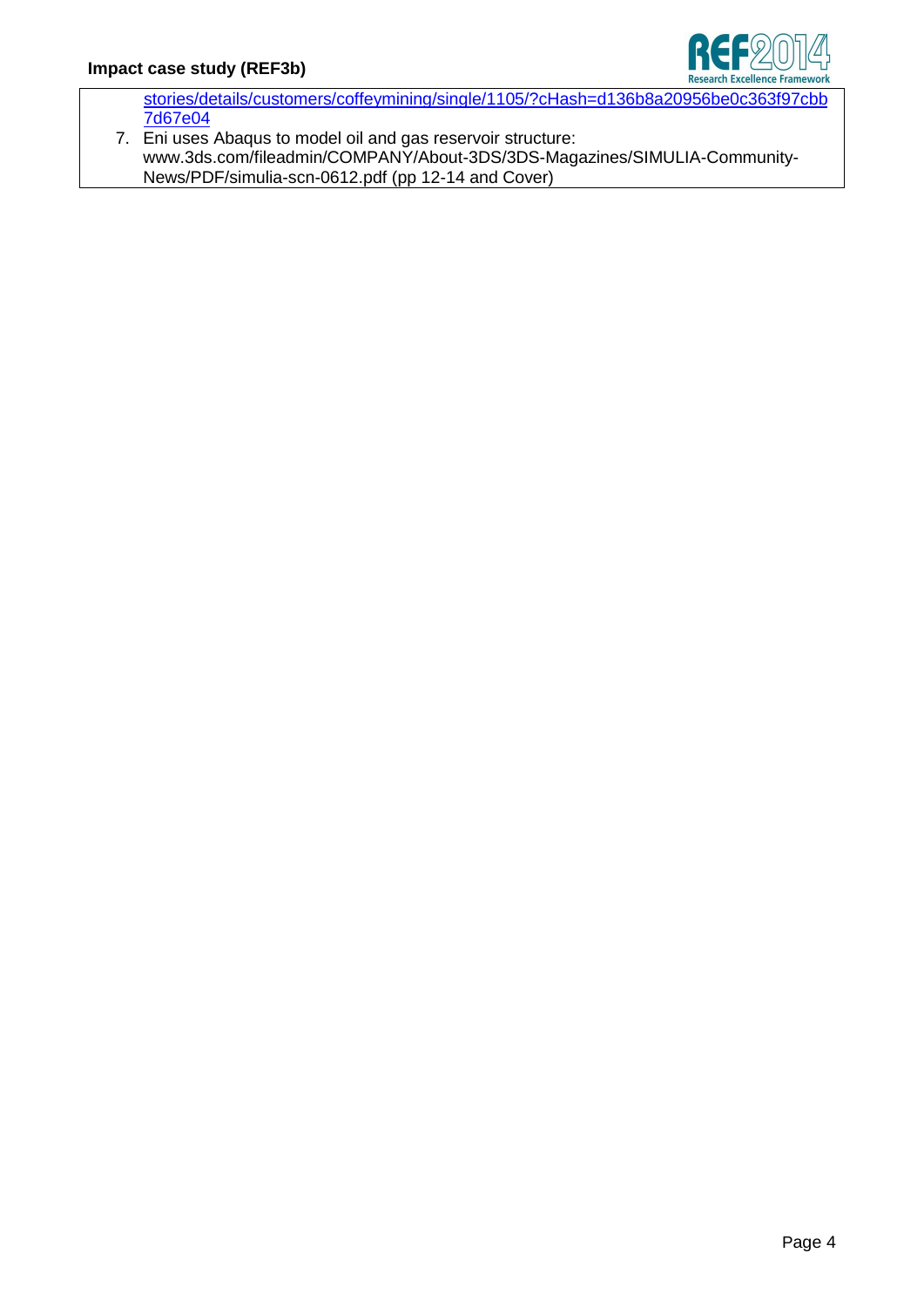stories/details/customers/coffeymining/single/1105/?cHash=d136b8a20956be0c363f97cbb7d67e04

7. Eni uses Abaqus to model oil and gas reservoir structure: www.3ds.com/fileadmin/COMPANY/About-3DS/3DS-Magazines/SIMULIA-Community-News/PDF/simulia-scn-0612.pdf (pp 12-14 and Cover)